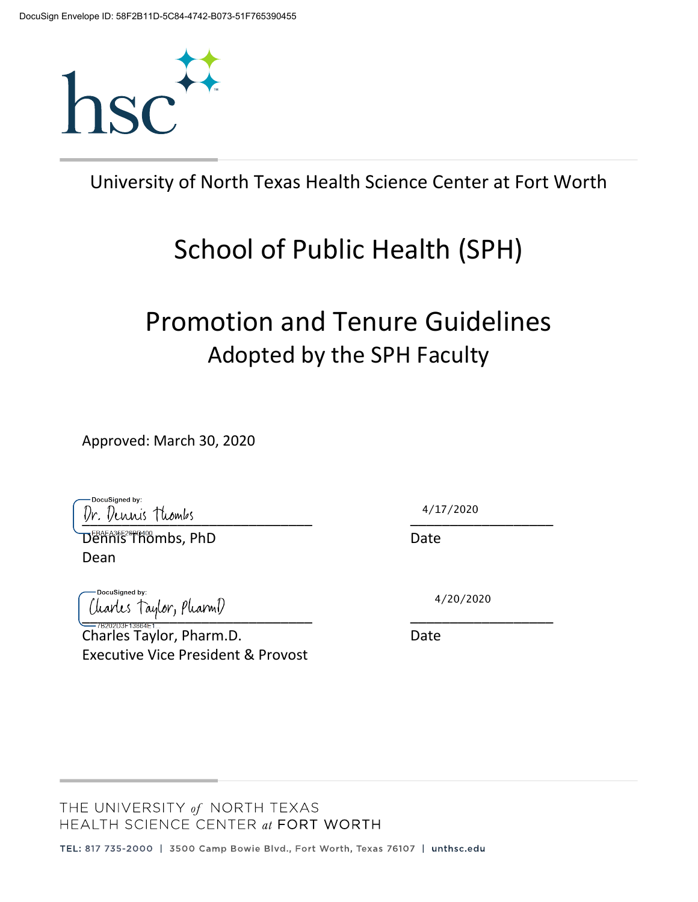DocuSign Envelope ID: 58F2B11D-5C84-4742-B073-51F765390455

hsc

University of North Texas Health Science Center at Fort Worth

# School of Public Health (SPH)

# Promotion and Tenure Guidelines

## Adopted by the SPH Faculty

Approved: March 30, 2020

DocuSigned by: Dr. Dennis Thombs
EBAEA35E26B0400

Dennis Thombs, PhD
Dean

4/17/2020
Date

DocuSigned by: Charles Taylor, PharmD
7B202D3F13864E1

Charles Taylor, Pharm.D.
Executive Vice President & Provost

4/20/2020
Date

THE UNIVERSITY *of* NORTH TEXAS
HEALTH SCIENCE CENTER *at* FORT WORTH

TEL: 817 735-2000 | 3500 Camp Bowie Blvd., Fort Worth, Texas 76107 | unthsc.edu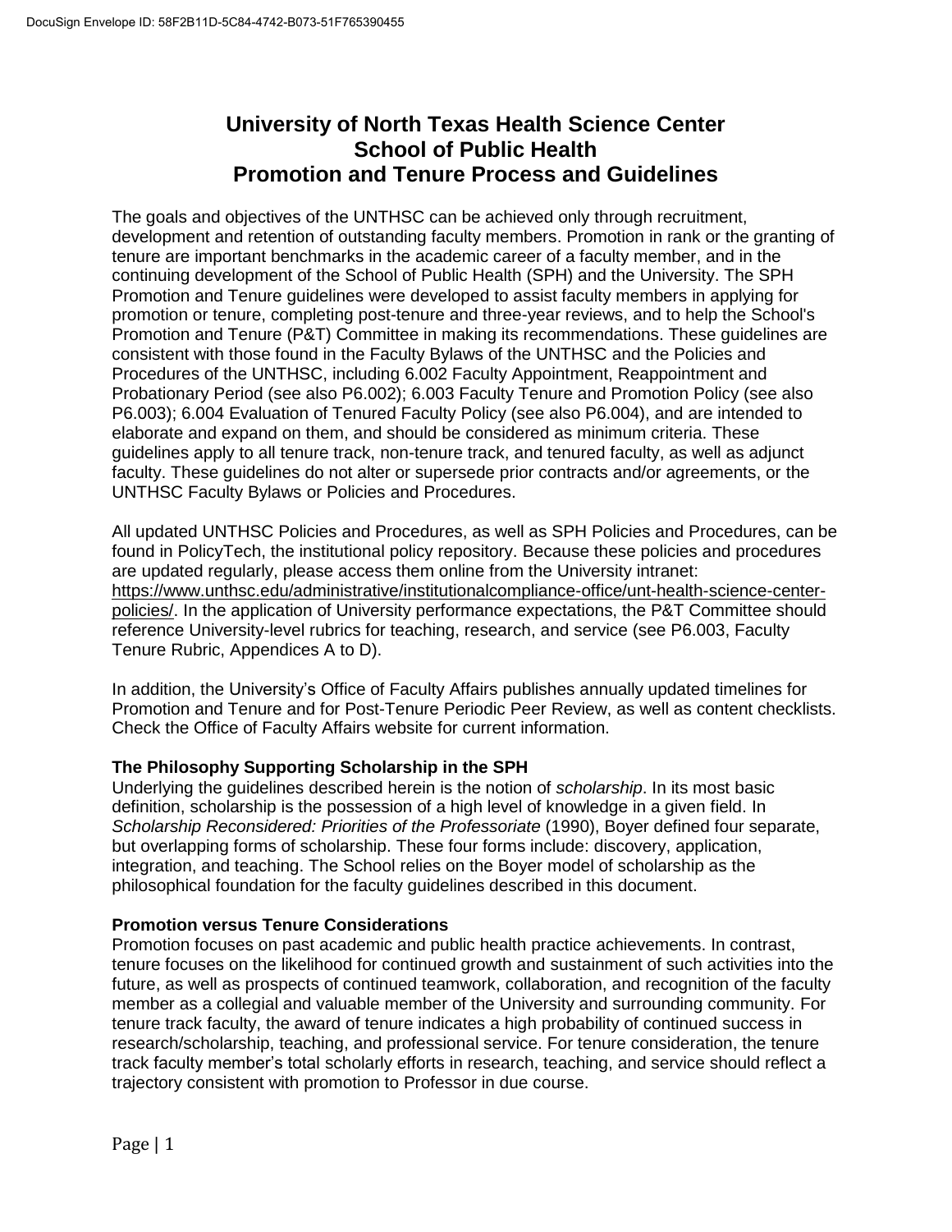# University of North Texas Health Science Center
# School of Public Health
# Promotion and Tenure Process and Guidelines

The goals and objectives of the UNTHSC can be achieved only through recruitment, development and retention of outstanding faculty members. Promotion in rank or the granting of tenure are important benchmarks in the academic career of a faculty member, and in the continuing development of the School of Public Health (SPH) and the University. The SPH Promotion and Tenure guidelines were developed to assist faculty members in applying for promotion or tenure, completing post-tenure and three-year reviews, and to help the School's Promotion and Tenure (P&T) Committee in making its recommendations. These guidelines are consistent with those found in the Faculty Bylaws of the UNTHSC and the Policies and Procedures of the UNTHSC, including 6.002 Faculty Appointment, Reappointment and Probationary Period (see also P6.002); 6.003 Faculty Tenure and Promotion Policy (see also P6.003); 6.004 Evaluation of Tenured Faculty Policy (see also P6.004), and are intended to elaborate and expand on them, and should be considered as minimum criteria. These guidelines apply to all tenure track, non-tenure track, and tenured faculty, as well as adjunct faculty. These guidelines do not alter or supersede prior contracts and/or agreements, or the UNTHSC Faculty Bylaws or Policies and Procedures.

All updated UNTHSC Policies and Procedures, as well as SPH Policies and Procedures, can be found in PolicyTech, the institutional policy repository. Because these policies and procedures are updated regularly, please access them online from the University intranet: https://www.unthsc.edu/administrative/institutionalcompliance-office/unt-health-science-center-policies/. In the application of University performance expectations, the P&T Committee should reference University-level rubrics for teaching, research, and service (see P6.003, Faculty Tenure Rubric, Appendices A to D).

In addition, the University's Office of Faculty Affairs publishes annually updated timelines for Promotion and Tenure and for Post-Tenure Periodic Peer Review, as well as content checklists. Check the Office of Faculty Affairs website for current information.

### The Philosophy Supporting Scholarship in the SPH

Underlying the guidelines described herein is the notion of *scholarship*. In its most basic definition, scholarship is the possession of a high level of knowledge in a given field. In *Scholarship Reconsidered: Priorities of the Professoriate* (1990), Boyer defined four separate, but overlapping forms of scholarship. These four forms include: discovery, application, integration, and teaching. The School relies on the Boyer model of scholarship as the philosophical foundation for the faculty guidelines described in this document.

### Promotion versus Tenure Considerations

Promotion focuses on past academic and public health practice achievements. In contrast, tenure focuses on the likelihood for continued growth and sustainment of such activities into the future, as well as prospects of continued teamwork, collaboration, and recognition of the faculty member as a collegial and valuable member of the University and surrounding community. For tenure track faculty, the award of tenure indicates a high probability of continued success in research/scholarship, teaching, and professional service. For tenure consideration, the tenure track faculty member's total scholarly efforts in research, teaching, and service should reflect a trajectory consistent with promotion to Professor in due course.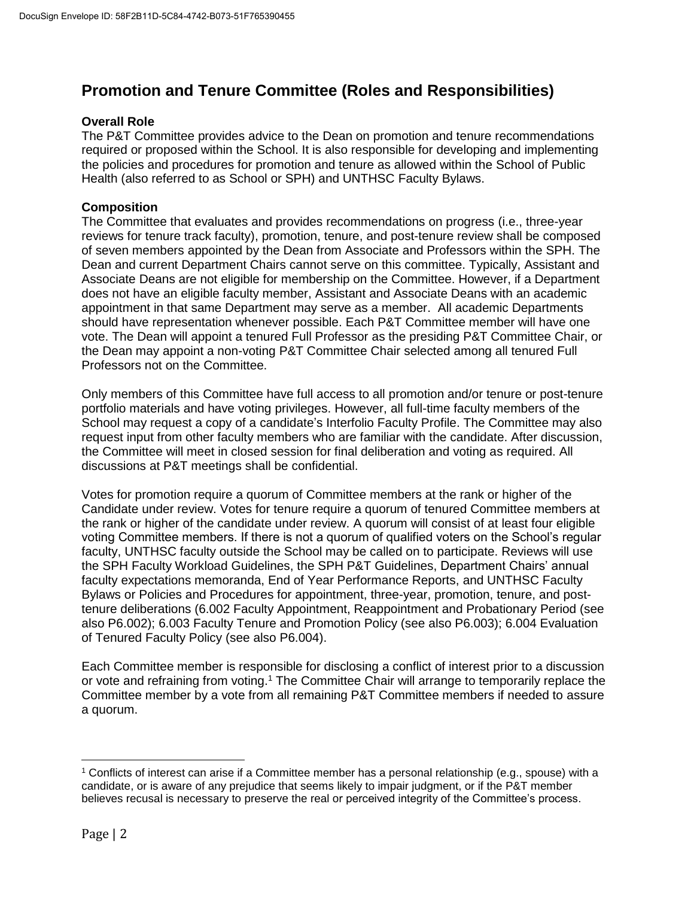## Promotion and Tenure Committee (Roles and Responsibilities)

**Overall Role**
The P&T Committee provides advice to the Dean on promotion and tenure recommendations required or proposed within the School. It is also responsible for developing and implementing the policies and procedures for promotion and tenure as allowed within the School of Public Health (also referred to as School or SPH) and UNTHSC Faculty Bylaws.

**Composition**
The Committee that evaluates and provides recommendations on progress (i.e., three-year reviews for tenure track faculty), promotion, tenure, and post-tenure review shall be composed of seven members appointed by the Dean from Associate and Professors within the SPH. The Dean and current Department Chairs cannot serve on this committee. Typically, Assistant and Associate Deans are not eligible for membership on the Committee. However, if a Department does not have an eligible faculty member, Assistant and Associate Deans with an academic appointment in that same Department may serve as a member. All academic Departments should have representation whenever possible. Each P&T Committee member will have one vote. The Dean will appoint a tenured Full Professor as the presiding P&T Committee Chair, or the Dean may appoint a non-voting P&T Committee Chair selected among all tenured Full Professors not on the Committee.

Only members of this Committee have full access to all promotion and/or tenure or post-tenure portfolio materials and have voting privileges. However, all full-time faculty members of the School may request a copy of a candidate's Interfolio Faculty Profile. The Committee may also request input from other faculty members who are familiar with the candidate. After discussion, the Committee will meet in closed session for final deliberation and voting as required. All discussions at P&T meetings shall be confidential.

Votes for promotion require a quorum of Committee members at the rank or higher of the Candidate under review. Votes for tenure require a quorum of tenured Committee members at the rank or higher of the candidate under review. A quorum will consist of at least four eligible voting Committee members. If there is not a quorum of qualified voters on the School's regular faculty, UNTHSC faculty outside the School may be called on to participate. Reviews will use the SPH Faculty Workload Guidelines, the SPH P&T Guidelines, Department Chairs' annual faculty expectations memoranda, End of Year Performance Reports, and UNTHSC Faculty Bylaws or Policies and Procedures for appointment, three-year, promotion, tenure, and post-tenure deliberations (6.002 Faculty Appointment, Reappointment and Probationary Period (see also P6.002); 6.003 Faculty Tenure and Promotion Policy (see also P6.003); 6.004 Evaluation of Tenured Faculty Policy (see also P6.004).

Each Committee member is responsible for disclosing a conflict of interest prior to a discussion or vote and refraining from voting.[1] The Committee Chair will arrange to temporarily replace the Committee member by a vote from all remaining P&T Committee members if needed to assure a quorum.

---

[1] Conflicts of interest can arise if a Committee member has a personal relationship (e.g., spouse) with a candidate, or is aware of any prejudice that seems likely to impair judgment, or if the P&T member believes recusal is necessary to preserve the real or perceived integrity of the Committee's process.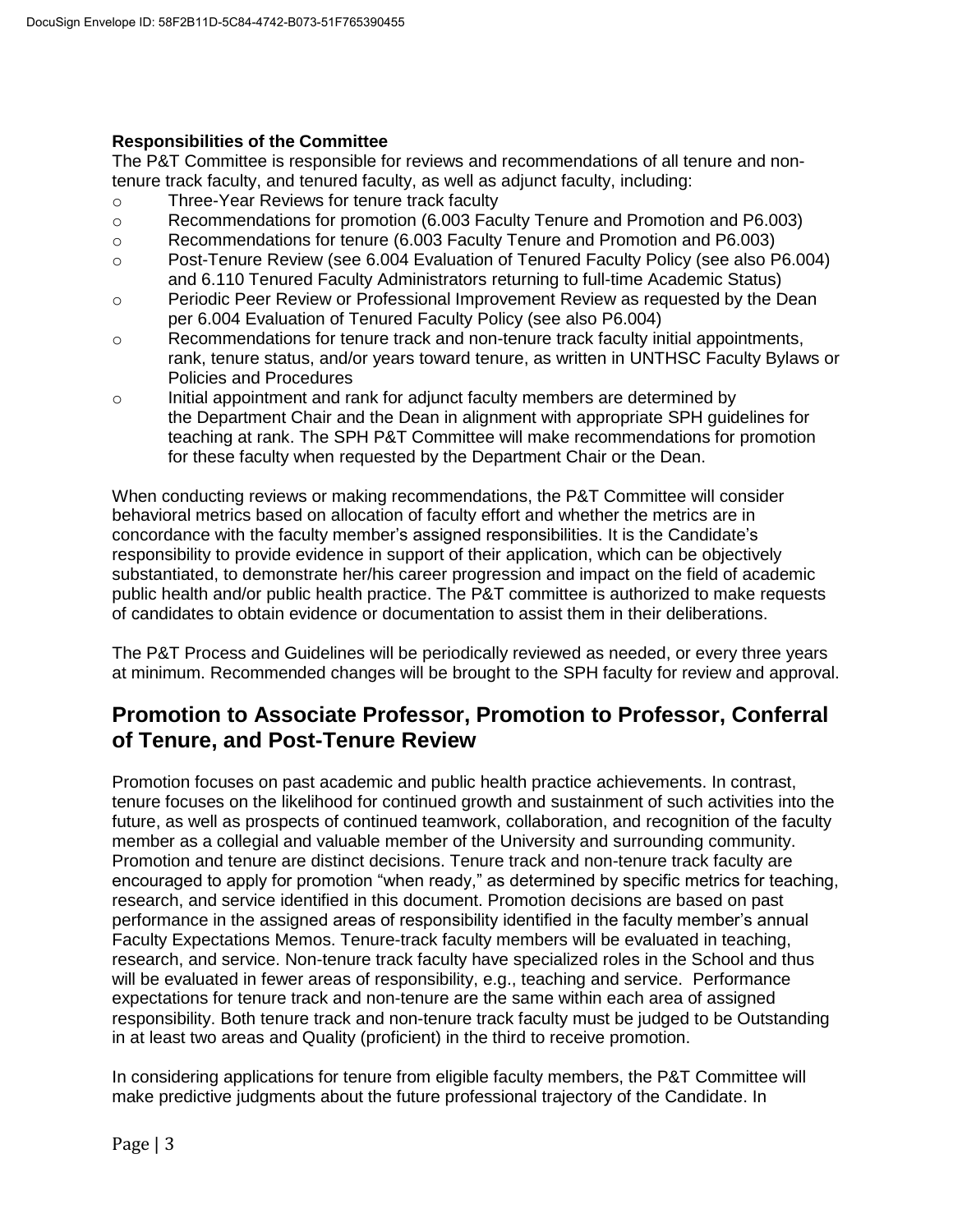**Responsibilities of the Committee**

The P&T Committee is responsible for reviews and recommendations of all tenure and non-tenure track faculty, and tenured faculty, as well as adjunct faculty, including:

- Three-Year Reviews for tenure track faculty
- Recommendations for promotion (6.003 Faculty Tenure and Promotion and P6.003)
- Recommendations for tenure (6.003 Faculty Tenure and Promotion and P6.003)
- Post-Tenure Review (see 6.004 Evaluation of Tenured Faculty Policy (see also P6.004) and 6.110 Tenured Faculty Administrators returning to full-time Academic Status)
- Periodic Peer Review or Professional Improvement Review as requested by the Dean per 6.004 Evaluation of Tenured Faculty Policy (see also P6.004)
- Recommendations for tenure track and non-tenure track faculty initial appointments, rank, tenure status, and/or years toward tenure, as written in UNTHSC Faculty Bylaws or Policies and Procedures
- Initial appointment and rank for adjunct faculty members are determined by the Department Chair and the Dean in alignment with appropriate SPH guidelines for teaching at rank. The SPH P&T Committee will make recommendations for promotion for these faculty when requested by the Department Chair or the Dean.

When conducting reviews or making recommendations, the P&T Committee will consider behavioral metrics based on allocation of faculty effort and whether the metrics are in concordance with the faculty member's assigned responsibilities. It is the Candidate's responsibility to provide evidence in support of their application, which can be objectively substantiated, to demonstrate her/his career progression and impact on the field of academic public health and/or public health practice. The P&T committee is authorized to make requests of candidates to obtain evidence or documentation to assist them in their deliberations.

The P&T Process and Guidelines will be periodically reviewed as needed, or every three years at minimum. Recommended changes will be brought to the SPH faculty for review and approval.

## Promotion to Associate Professor, Promotion to Professor, Conferral of Tenure, and Post-Tenure Review

Promotion focuses on past academic and public health practice achievements. In contrast, tenure focuses on the likelihood for continued growth and sustainment of such activities into the future, as well as prospects of continued teamwork, collaboration, and recognition of the faculty member as a collegial and valuable member of the University and surrounding community. Promotion and tenure are distinct decisions. Tenure track and non-tenure track faculty are encouraged to apply for promotion "when ready," as determined by specific metrics for teaching, research, and service identified in this document. Promotion decisions are based on past performance in the assigned areas of responsibility identified in the faculty member's annual Faculty Expectations Memos. Tenure-track faculty members will be evaluated in teaching, research, and service. Non-tenure track faculty have specialized roles in the School and thus will be evaluated in fewer areas of responsibility, e.g., teaching and service. Performance expectations for tenure track and non-tenure are the same within each area of assigned responsibility. Both tenure track and non-tenure track faculty must be judged to be Outstanding in at least two areas and Quality (proficient) in the third to receive promotion.

In considering applications for tenure from eligible faculty members, the P&T Committee will make predictive judgments about the future professional trajectory of the Candidate. In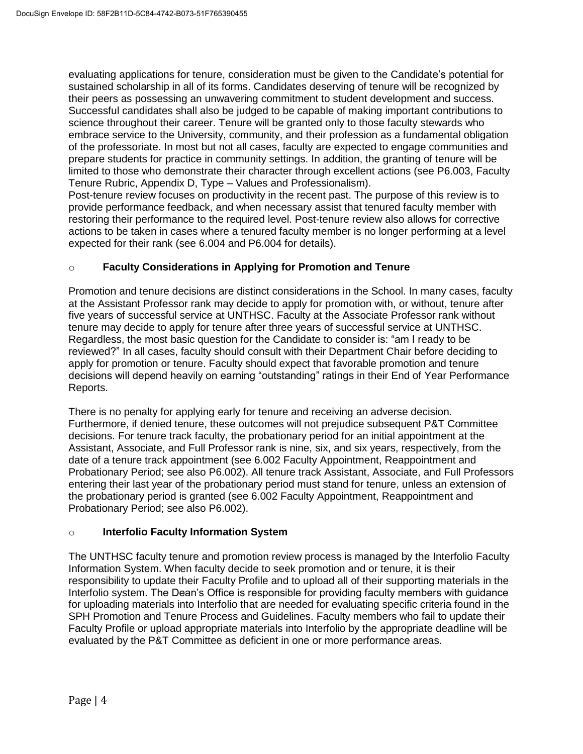evaluating applications for tenure, consideration must be given to the Candidate's potential for sustained scholarship in all of its forms. Candidates deserving of tenure will be recognized by their peers as possessing an unwavering commitment to student development and success. Successful candidates shall also be judged to be capable of making important contributions to science throughout their career. Tenure will be granted only to those faculty stewards who embrace service to the University, community, and their profession as a fundamental obligation of the professoriate. In most but not all cases, faculty are expected to engage communities and prepare students for practice in community settings. In addition, the granting of tenure will be limited to those who demonstrate their character through excellent actions (see P6.003, Faculty Tenure Rubric, Appendix D, Type – Values and Professionalism).
Post-tenure review focuses on productivity in the recent past. The purpose of this review is to provide performance feedback, and when necessary assist that tenured faculty member with restoring their performance to the required level. Post-tenure review also allows for corrective actions to be taken in cases where a tenured faculty member is no longer performing at a level expected for their rank (see 6.004 and P6.004 for details).

- **Faculty Considerations in Applying for Promotion and Tenure**

Promotion and tenure decisions are distinct considerations in the School. In many cases, faculty at the Assistant Professor rank may decide to apply for promotion with, or without, tenure after five years of successful service at UNTHSC. Faculty at the Associate Professor rank without tenure may decide to apply for tenure after three years of successful service at UNTHSC. Regardless, the most basic question for the Candidate to consider is: "am I ready to be reviewed?" In all cases, faculty should consult with their Department Chair before deciding to apply for promotion or tenure. Faculty should expect that favorable promotion and tenure decisions will depend heavily on earning "outstanding" ratings in their End of Year Performance Reports.

There is no penalty for applying early for tenure and receiving an adverse decision. Furthermore, if denied tenure, these outcomes will not prejudice subsequent P&T Committee decisions. For tenure track faculty, the probationary period for an initial appointment at the Assistant, Associate, and Full Professor rank is nine, six, and six years, respectively, from the date of a tenure track appointment (see 6.002 Faculty Appointment, Reappointment and Probationary Period; see also P6.002). All tenure track Assistant, Associate, and Full Professors entering their last year of the probationary period must stand for tenure, unless an extension of the probationary period is granted (see 6.002 Faculty Appointment, Reappointment and Probationary Period; see also P6.002).

- **Interfolio Faculty Information System**

The UNTHSC faculty tenure and promotion review process is managed by the Interfolio Faculty Information System. When faculty decide to seek promotion and or tenure, it is their responsibility to update their Faculty Profile and to upload all of their supporting materials in the Interfolio system. The Dean's Office is responsible for providing faculty members with guidance for uploading materials into Interfolio that are needed for evaluating specific criteria found in the SPH Promotion and Tenure Process and Guidelines. Faculty members who fail to update their Faculty Profile or upload appropriate materials into Interfolio by the appropriate deadline will be evaluated by the P&T Committee as deficient in one or more performance areas.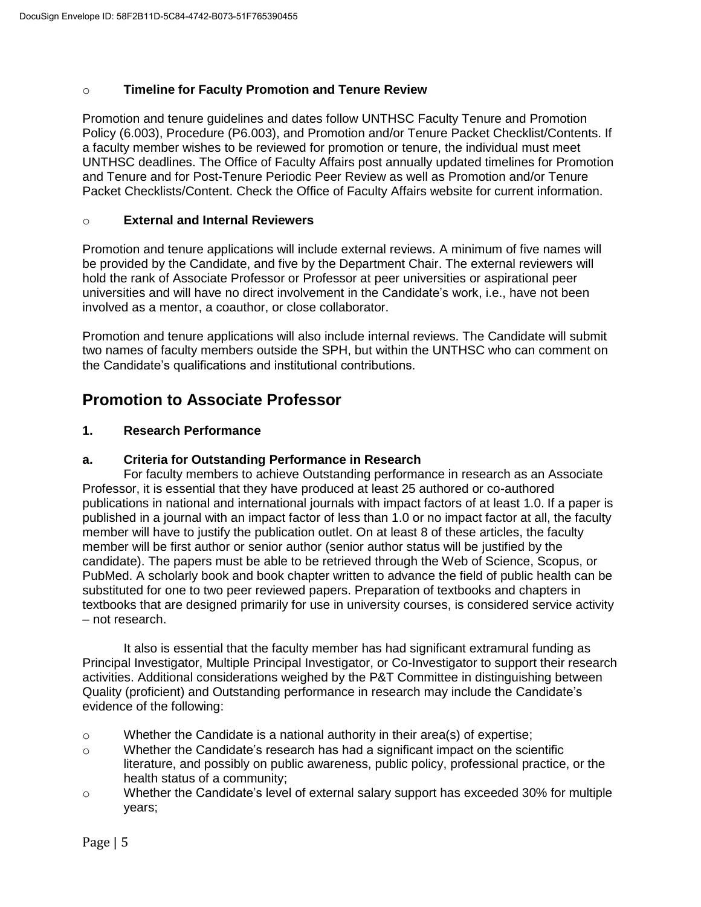- **Timeline for Faculty Promotion and Tenure Review**

Promotion and tenure guidelines and dates follow UNTHSC Faculty Tenure and Promotion Policy (6.003), Procedure (P6.003), and Promotion and/or Tenure Packet Checklist/Contents. If a faculty member wishes to be reviewed for promotion or tenure, the individual must meet UNTHSC deadlines. The Office of Faculty Affairs post annually updated timelines for Promotion and Tenure and for Post-Tenure Periodic Peer Review as well as Promotion and/or Tenure Packet Checklists/Content. Check the Office of Faculty Affairs website for current information.

- **External and Internal Reviewers**

Promotion and tenure applications will include external reviews. A minimum of five names will be provided by the Candidate, and five by the Department Chair. The external reviewers will hold the rank of Associate Professor or Professor at peer universities or aspirational peer universities and will have no direct involvement in the Candidate's work, i.e., have not been involved as a mentor, a coauthor, or close collaborator.

Promotion and tenure applications will also include internal reviews. The Candidate will submit two names of faculty members outside the SPH, but within the UNTHSC who can comment on the Candidate's qualifications and institutional contributions.

## Promotion to Associate Professor

### 1. Research Performance

#### a. Criteria for Outstanding Performance in Research

For faculty members to achieve Outstanding performance in research as an Associate Professor, it is essential that they have produced at least 25 authored or co-authored publications in national and international journals with impact factors of at least 1.0. If a paper is published in a journal with an impact factor of less than 1.0 or no impact factor at all, the faculty member will have to justify the publication outlet. On at least 8 of these articles, the faculty member will be first author or senior author (senior author status will be justified by the candidate). The papers must be able to be retrieved through the Web of Science, Scopus, or PubMed. A scholarly book and book chapter written to advance the field of public health can be substituted for one to two peer reviewed papers. Preparation of textbooks and chapters in textbooks that are designed primarily for use in university courses, is considered service activity – not research.

It also is essential that the faculty member has had significant extramural funding as Principal Investigator, Multiple Principal Investigator, or Co-Investigator to support their research activities. Additional considerations weighed by the P&T Committee in distinguishing between Quality (proficient) and Outstanding performance in research may include the Candidate's evidence of the following:

- Whether the Candidate is a national authority in their area(s) of expertise;
- Whether the Candidate's research has had a significant impact on the scientific literature, and possibly on public awareness, public policy, professional practice, or the health status of a community;
- Whether the Candidate's level of external salary support has exceeded 30% for multiple years;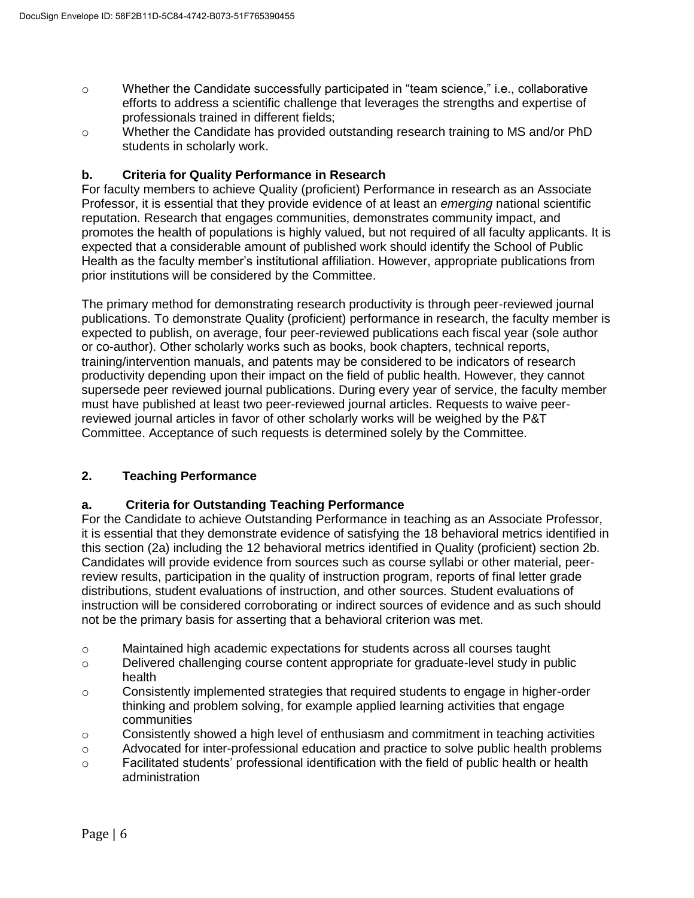- Whether the Candidate successfully participated in "team science," i.e., collaborative efforts to address a scientific challenge that leverages the strengths and expertise of professionals trained in different fields;
- Whether the Candidate has provided outstanding research training to MS and/or PhD students in scholarly work.

**b. Criteria for Quality Performance in Research**

For faculty members to achieve Quality (proficient) Performance in research as an Associate Professor, it is essential that they provide evidence of at least an *emerging* national scientific reputation. Research that engages communities, demonstrates community impact, and promotes the health of populations is highly valued, but not required of all faculty applicants. It is expected that a considerable amount of published work should identify the School of Public Health as the faculty member's institutional affiliation. However, appropriate publications from prior institutions will be considered by the Committee.

The primary method for demonstrating research productivity is through peer-reviewed journal publications. To demonstrate Quality (proficient) performance in research, the faculty member is expected to publish, on average, four peer-reviewed publications each fiscal year (sole author or co-author). Other scholarly works such as books, book chapters, technical reports, training/intervention manuals, and patents may be considered to be indicators of research productivity depending upon their impact on the field of public health. However, they cannot supersede peer reviewed journal publications. During every year of service, the faculty member must have published at least two peer-reviewed journal articles. Requests to waive peer-reviewed journal articles in favor of other scholarly works will be weighed by the P&T Committee. Acceptance of such requests is determined solely by the Committee.

## 2. Teaching Performance

**a. Criteria for Outstanding Teaching Performance**

For the Candidate to achieve Outstanding Performance in teaching as an Associate Professor, it is essential that they demonstrate evidence of satisfying the 18 behavioral metrics identified in this section (2a) including the 12 behavioral metrics identified in Quality (proficient) section 2b. Candidates will provide evidence from sources such as course syllabi or other material, peer-review results, participation in the quality of instruction program, reports of final letter grade distributions, student evaluations of instruction, and other sources. Student evaluations of instruction will be considered corroborating or indirect sources of evidence and as such should not be the primary basis for asserting that a behavioral criterion was met.

- Maintained high academic expectations for students across all courses taught
- Delivered challenging course content appropriate for graduate-level study in public health
- Consistently implemented strategies that required students to engage in higher-order thinking and problem solving, for example applied learning activities that engage communities
- Consistently showed a high level of enthusiasm and commitment in teaching activities
- Advocated for inter-professional education and practice to solve public health problems
- Facilitated students' professional identification with the field of public health or health administration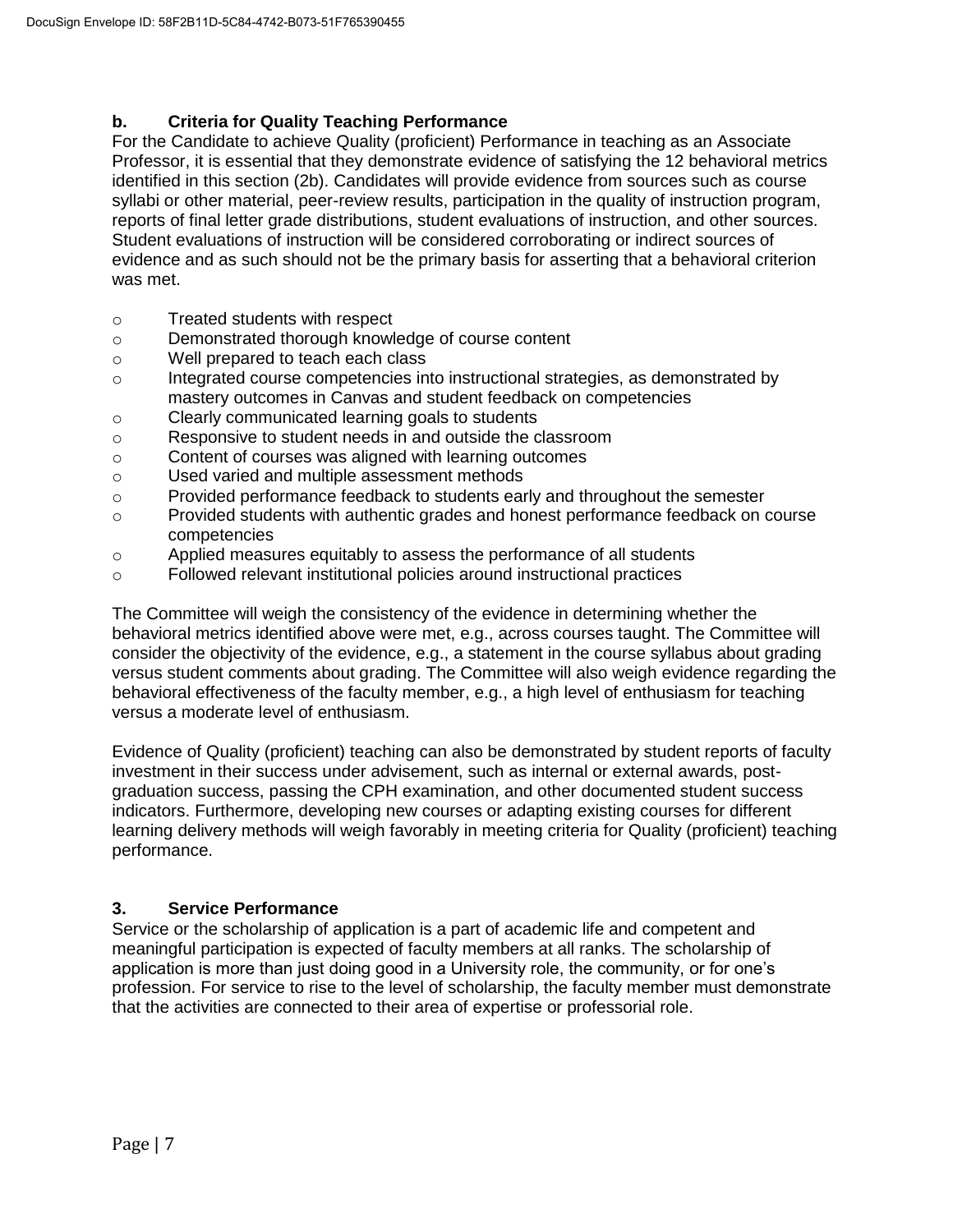### b. Criteria for Quality Teaching Performance

For the Candidate to achieve Quality (proficient) Performance in teaching as an Associate Professor, it is essential that they demonstrate evidence of satisfying the 12 behavioral metrics identified in this section (2b). Candidates will provide evidence from sources such as course syllabi or other material, peer-review results, participation in the quality of instruction program, reports of final letter grade distributions, student evaluations of instruction, and other sources. Student evaluations of instruction will be considered corroborating or indirect sources of evidence and as such should not be the primary basis for asserting that a behavioral criterion was met.

- Treated students with respect
- Demonstrated thorough knowledge of course content
- Well prepared to teach each class
- Integrated course competencies into instructional strategies, as demonstrated by mastery outcomes in Canvas and student feedback on competencies
- Clearly communicated learning goals to students
- Responsive to student needs in and outside the classroom
- Content of courses was aligned with learning outcomes
- Used varied and multiple assessment methods
- Provided performance feedback to students early and throughout the semester
- Provided students with authentic grades and honest performance feedback on course competencies
- Applied measures equitably to assess the performance of all students
- Followed relevant institutional policies around instructional practices

The Committee will weigh the consistency of the evidence in determining whether the behavioral metrics identified above were met, e.g., across courses taught. The Committee will consider the objectivity of the evidence, e.g., a statement in the course syllabus about grading versus student comments about grading. The Committee will also weigh evidence regarding the behavioral effectiveness of the faculty member, e.g., a high level of enthusiasm for teaching versus a moderate level of enthusiasm.

Evidence of Quality (proficient) teaching can also be demonstrated by student reports of faculty investment in their success under advisement, such as internal or external awards, post-graduation success, passing the CPH examination, and other documented student success indicators. Furthermore, developing new courses or adapting existing courses for different learning delivery methods will weigh favorably in meeting criteria for Quality (proficient) teaching performance.

## 3. Service Performance

Service or the scholarship of application is a part of academic life and competent and meaningful participation is expected of faculty members at all ranks. The scholarship of application is more than just doing good in a University role, the community, or for one's profession. For service to rise to the level of scholarship, the faculty member must demonstrate that the activities are connected to their area of expertise or professorial role.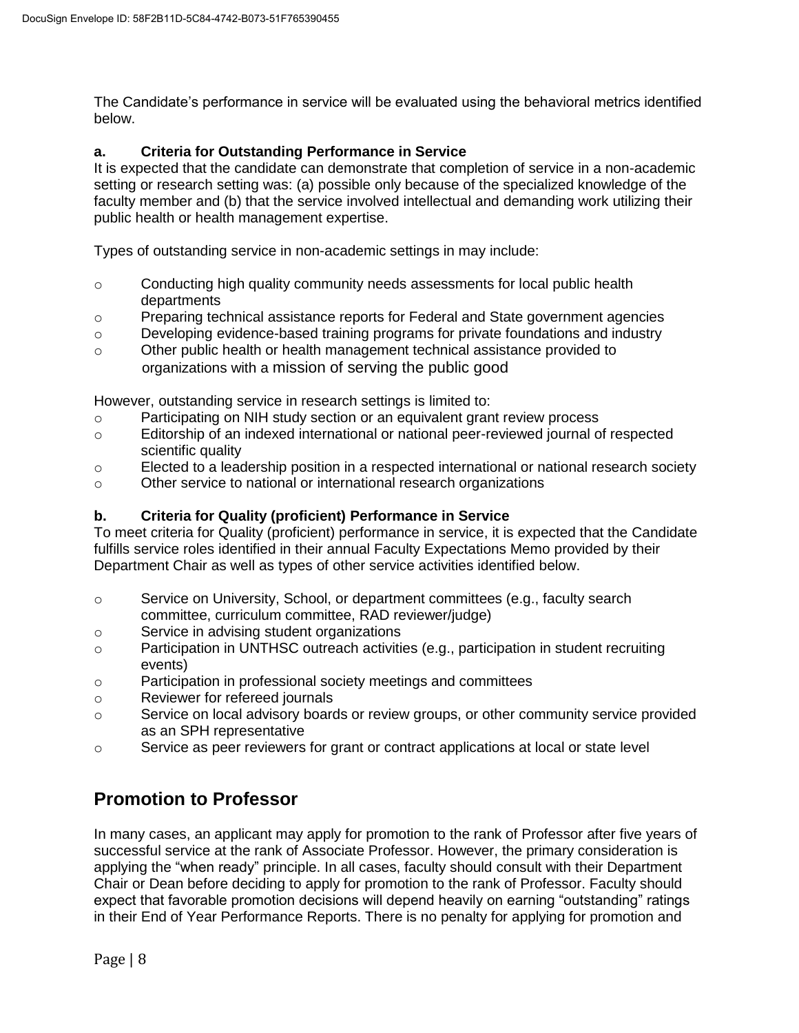The Candidate's performance in service will be evaluated using the behavioral metrics identified below.

### a. Criteria for Outstanding Performance in Service

It is expected that the candidate can demonstrate that completion of service in a non-academic setting or research setting was: (a) possible only because of the specialized knowledge of the faculty member and (b) that the service involved intellectual and demanding work utilizing their public health or health management expertise.

Types of outstanding service in non-academic settings in may include:

- Conducting high quality community needs assessments for local public health departments
- Preparing technical assistance reports for Federal and State government agencies
- Developing evidence-based training programs for private foundations and industry
- Other public health or health management technical assistance provided to organizations with a mission of serving the public good

However, outstanding service in research settings is limited to:

- Participating on NIH study section or an equivalent grant review process
- Editorship of an indexed international or national peer-reviewed journal of respected scientific quality
- Elected to a leadership position in a respected international or national research society
- Other service to national or international research organizations

### b. Criteria for Quality (proficient) Performance in Service

To meet criteria for Quality (proficient) performance in service, it is expected that the Candidate fulfills service roles identified in their annual Faculty Expectations Memo provided by their Department Chair as well as types of other service activities identified below.

- Service on University, School, or department committees (e.g., faculty search committee, curriculum committee, RAD reviewer/judge)
- Service in advising student organizations
- Participation in UNTHSC outreach activities (e.g., participation in student recruiting events)
- Participation in professional society meetings and committees
- Reviewer for refereed journals
- Service on local advisory boards or review groups, or other community service provided as an SPH representative
- Service as peer reviewers for grant or contract applications at local or state level

## Promotion to Professor

In many cases, an applicant may apply for promotion to the rank of Professor after five years of successful service at the rank of Associate Professor. However, the primary consideration is applying the "when ready" principle. In all cases, faculty should consult with their Department Chair or Dean before deciding to apply for promotion to the rank of Professor. Faculty should expect that favorable promotion decisions will depend heavily on earning "outstanding" ratings in their End of Year Performance Reports. There is no penalty for applying for promotion and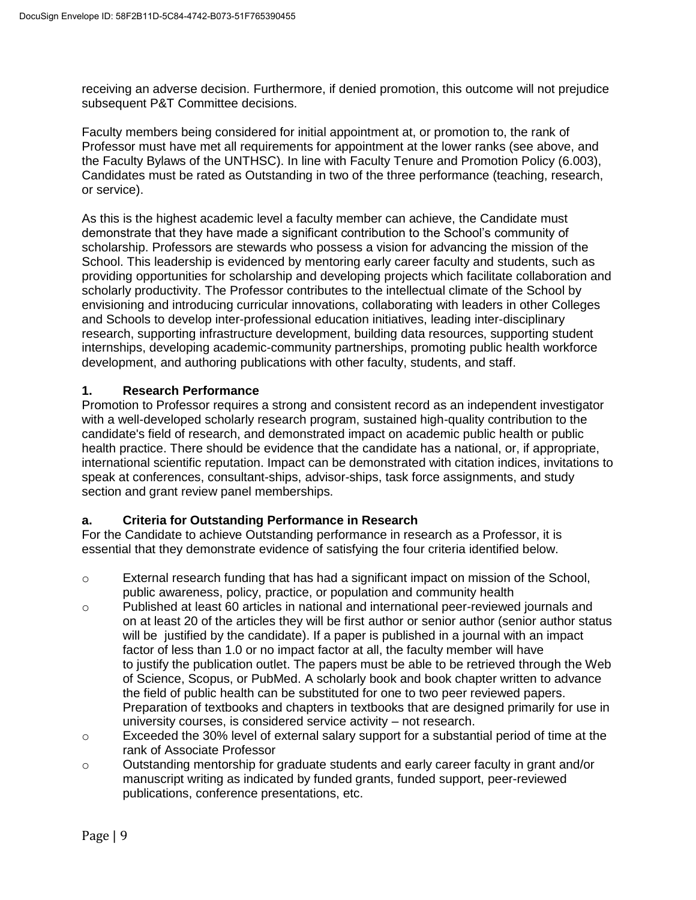receiving an adverse decision. Furthermore, if denied promotion, this outcome will not prejudice subsequent P&T Committee decisions.

Faculty members being considered for initial appointment at, or promotion to, the rank of Professor must have met all requirements for appointment at the lower ranks (see above, and the Faculty Bylaws of the UNTHSC). In line with Faculty Tenure and Promotion Policy (6.003), Candidates must be rated as Outstanding in two of the three performance (teaching, research, or service).

As this is the highest academic level a faculty member can achieve, the Candidate must demonstrate that they have made a significant contribution to the School's community of scholarship. Professors are stewards who possess a vision for advancing the mission of the School. This leadership is evidenced by mentoring early career faculty and students, such as providing opportunities for scholarship and developing projects which facilitate collaboration and scholarly productivity. The Professor contributes to the intellectual climate of the School by envisioning and introducing curricular innovations, collaborating with leaders in other Colleges and Schools to develop inter-professional education initiatives, leading inter-disciplinary research, supporting infrastructure development, building data resources, supporting student internships, developing academic-community partnerships, promoting public health workforce development, and authoring publications with other faculty, students, and staff.

**1. Research Performance**

Promotion to Professor requires a strong and consistent record as an independent investigator with a well-developed scholarly research program, sustained high-quality contribution to the candidate's field of research, and demonstrated impact on academic public health or public health practice. There should be evidence that the candidate has a national, or, if appropriate, international scientific reputation. Impact can be demonstrated with citation indices, invitations to speak at conferences, consultant-ships, advisor-ships, task force assignments, and study section and grant review panel memberships.

**a. Criteria for Outstanding Performance in Research**

For the Candidate to achieve Outstanding performance in research as a Professor, it is essential that they demonstrate evidence of satisfying the four criteria identified below.

- External research funding that has had a significant impact on mission of the School, public awareness, policy, practice, or population and community health
- Published at least 60 articles in national and international peer-reviewed journals and on at least 20 of the articles they will be first author or senior author (senior author status will be justified by the candidate). If a paper is published in a journal with an impact factor of less than 1.0 or no impact factor at all, the faculty member will have to justify the publication outlet. The papers must be able to be retrieved through the Web of Science, Scopus, or PubMed. A scholarly book and book chapter written to advance the field of public health can be substituted for one to two peer reviewed papers. Preparation of textbooks and chapters in textbooks that are designed primarily for use in university courses, is considered service activity – not research.
- Exceeded the 30% level of external salary support for a substantial period of time at the rank of Associate Professor
- Outstanding mentorship for graduate students and early career faculty in grant and/or manuscript writing as indicated by funded grants, funded support, peer-reviewed publications, conference presentations, etc.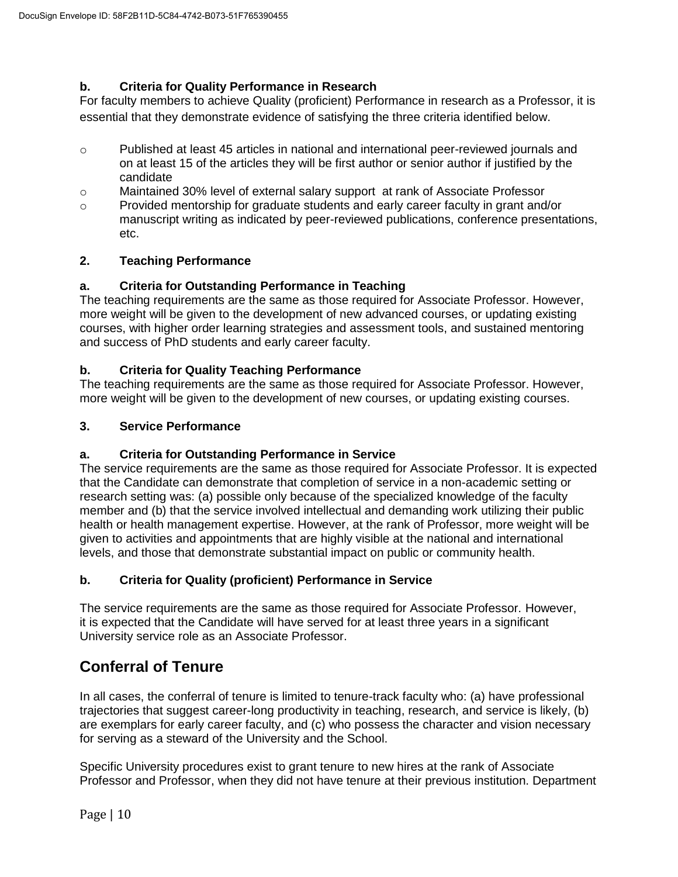#### b. Criteria for Quality Performance in Research

For faculty members to achieve Quality (proficient) Performance in research as a Professor, it is essential that they demonstrate evidence of satisfying the three criteria identified below.

- Published at least 45 articles in national and international peer-reviewed journals and on at least 15 of the articles they will be first author or senior author if justified by the candidate
- Maintained 30% level of external salary support at rank of Associate Professor
- Provided mentorship for graduate students and early career faculty in grant and/or manuscript writing as indicated by peer-reviewed publications, conference presentations, etc.

### 2. Teaching Performance

#### a. Criteria for Outstanding Performance in Teaching

The teaching requirements are the same as those required for Associate Professor. However, more weight will be given to the development of new advanced courses, or updating existing courses, with higher order learning strategies and assessment tools, and sustained mentoring and success of PhD students and early career faculty.

#### b. Criteria for Quality Teaching Performance

The teaching requirements are the same as those required for Associate Professor. However, more weight will be given to the development of new courses, or updating existing courses.

### 3. Service Performance

#### a. Criteria for Outstanding Performance in Service

The service requirements are the same as those required for Associate Professor. It is expected that the Candidate can demonstrate that completion of service in a non-academic setting or research setting was: (a) possible only because of the specialized knowledge of the faculty member and (b) that the service involved intellectual and demanding work utilizing their public health or health management expertise. However, at the rank of Professor, more weight will be given to activities and appointments that are highly visible at the national and international levels, and those that demonstrate substantial impact on public or community health.

#### b. Criteria for Quality (proficient) Performance in Service

The service requirements are the same as those required for Associate Professor. However, it is expected that the Candidate will have served for at least three years in a significant University service role as an Associate Professor.

## Conferral of Tenure

In all cases, the conferral of tenure is limited to tenure-track faculty who: (a) have professional trajectories that suggest career-long productivity in teaching, research, and service is likely, (b) are exemplars for early career faculty, and (c) who possess the character and vision necessary for serving as a steward of the University and the School.

Specific University procedures exist to grant tenure to new hires at the rank of Associate Professor and Professor, when they did not have tenure at their previous institution. Department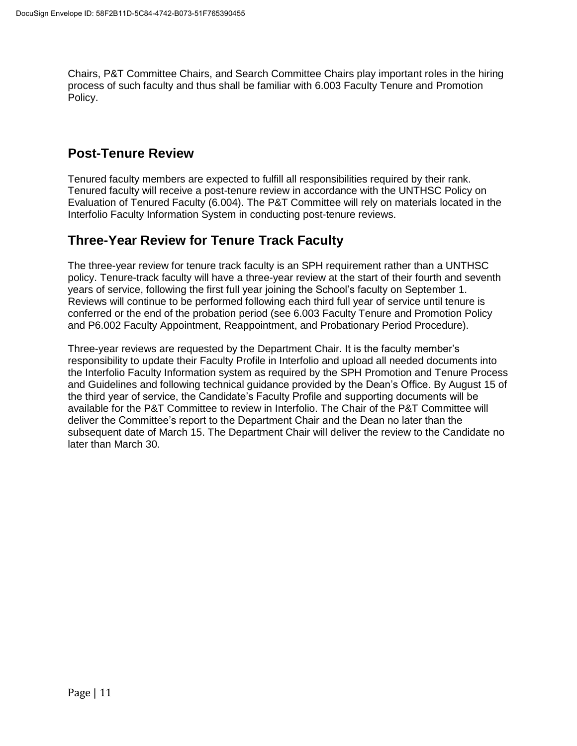Chairs, P&T Committee Chairs, and Search Committee Chairs play important roles in the hiring process of such faculty and thus shall be familiar with 6.003 Faculty Tenure and Promotion Policy.

## Post-Tenure Review

Tenured faculty members are expected to fulfill all responsibilities required by their rank. Tenured faculty will receive a post-tenure review in accordance with the UNTHSC Policy on Evaluation of Tenured Faculty (6.004). The P&T Committee will rely on materials located in the Interfolio Faculty Information System in conducting post-tenure reviews.

## Three-Year Review for Tenure Track Faculty

The three-year review for tenure track faculty is an SPH requirement rather than a UNTHSC policy. Tenure-track faculty will have a three-year review at the start of their fourth and seventh years of service, following the first full year joining the School's faculty on September 1. Reviews will continue to be performed following each third full year of service until tenure is conferred or the end of the probation period (see 6.003 Faculty Tenure and Promotion Policy and P6.002 Faculty Appointment, Reappointment, and Probationary Period Procedure).

Three-year reviews are requested by the Department Chair. It is the faculty member's responsibility to update their Faculty Profile in Interfolio and upload all needed documents into the Interfolio Faculty Information system as required by the SPH Promotion and Tenure Process and Guidelines and following technical guidance provided by the Dean's Office. By August 15 of the third year of service, the Candidate's Faculty Profile and supporting documents will be available for the P&T Committee to review in Interfolio. The Chair of the P&T Committee will deliver the Committee's report to the Department Chair and the Dean no later than the subsequent date of March 15. The Department Chair will deliver the review to the Candidate no later than March 30.